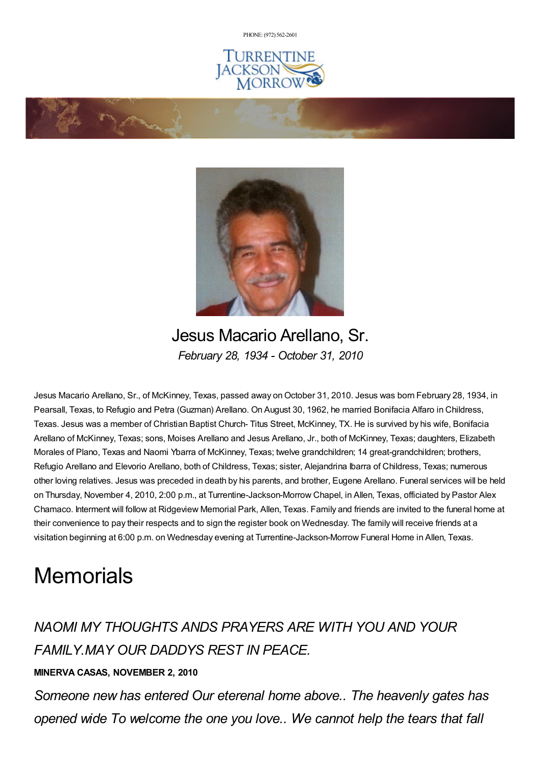PHONE: (972) 562-2601

# Jesus Macario Arellano, Sr.

*February 28, 1934 - October 31, 2010*

Jesus Macario Arellano, Sr., of McKinney, Texas, passed away on October 31, 2010. Jesus was born February 28, 1934, in Pearsall, Texas, to Refugio and Petra (Guzman) Arellano. On August 30, 1962, he married Bonifacia Alfaro in Childress, Texas. Jesus was a member of Christian Baptist Church- Titus Street, McKinney, TX. He is survived by his wife, Bonifacia Arellano of McKinney, Texas; sons, Moises Arellano and Jesus Arellano, Jr., both of McKinney, Texas; daughters, Elizabeth Morales of Plano, Texas and Naomi Ybarra of McKinney, Texas; twelve grandchildren; 14 great-grandchildren; brothers, Refugio Arellano and Elevorio Arellano, both of Childress, Texas; sister, Alejandrina Ibarra of Childress, Texas; numerous other loving relatives. Jesus was preceded in death by his parents, and brother, Eugene Arellano. Funeral services will be held on Thursday, November 4, 2010, 2:00 p.m., at Turrentine-Jackson-Morrow Chapel, in Allen, Texas, officiated by Pastor Alex Chamaco. Interment will follow at Ridgeview Memorial Park, Allen, Texas. Family and friends are invited to the funeral home at their convenience to pay their respects and to sign the register book on Wednesday. The family will receive friends at a visitation beginning at 6:00 p.m. on Wednesday evening at Turrentine-Jackson-Morrow Funeral Home in Allen, Texas.

# Memorials

*NAOMI MY THOUGHTS ANDS PRAYERS ARE WITH YOU AND YOUR FAMILY.MAY OUR DADDYS REST IN PEACE.*

**MINERVA CASAS, NOVEMBER 2, 2010**

*Someone new has entered Our eterenal home above.. The heavenly gates has opened wide To welcome the one you love.. We cannot help the tears that fall*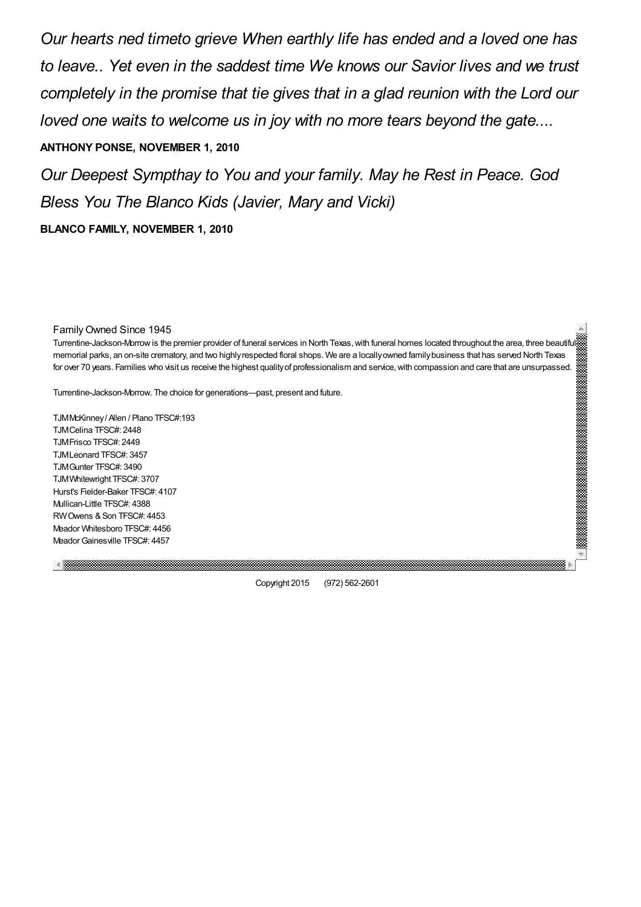*Our hearts ned timeto grieve When earthly life has ended and a loved one has to leave.. Yet even in the saddest time We knows our Savior lives and we trust completely in the promise that tie gives that in a glad reunion with the Lord our loved one waits to welcome us in joy with no more tears beyond the gate....*

**ANTHONY PONSE, NOVEMBER 1, 2010**

*Our Deepest Sympthay to You and your family. May he Rest in Peace. God Bless You The Blanco Kids (Javier, Mary and Vicki)*

**BLANCO FAMILY, NOVEMBER 1, 2010**

Family Owned Since 1945

Turrentine-Jackson-Morrow is the premier provider of funeral services in North Texas, with funeral homes located throughout the area, three beautiful memorial parks, an on-site crematory, and two highly respected floral shops. We are a locally owned family business that has served North Texas for over 70 years. Families who visit us receive the highest quality of professionalism and service, with compassion and care that are unsurpassed.

Turrentine-Jackson-Morrow. The choice for generations—past, present and future.

TJM McKinney / Allen / Plano TFSC#:193
TJM Celina TFSC#: 2448
TJM Frisco TFSC#: 2449
TJM Leonard TFSC#: 3457
TJM Gunter TFSC#: 3490
TJM Whitewright TFSC#: 3707
Hurst's Fielder-Baker TFSC#: 4107
Mullican-Little TFSC#: 4388
RW Owens & Son TFSC#: 4453
Meador Whitesboro TFSC#: 4456
Meador Gainesville TFSC#: 4457

Copyright 2015 (972) 562-2601